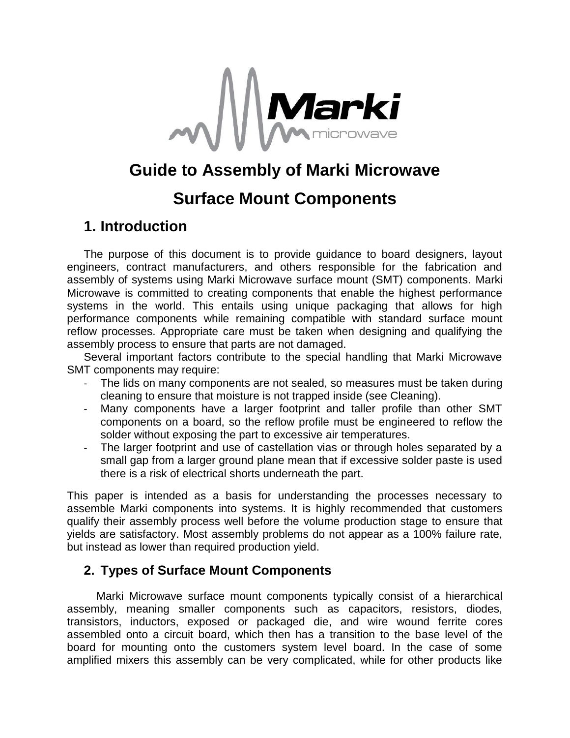# Guide to Assembly of Marki Microwave Surface Mount Components

## 1. Introduction

The purpose of this document is to provide guidance to board designers, layout engineers, contract manufacturers, and others responsible for the fabrication and assembly of systems using Marki Microwave surface mount (SMT) components. Marki Microwave is committed to creating components that enable the highest performance systems in the world. This entails using unique packaging that allows for high performance components while remaining compatible with standard surface mount reflow processes. Appropriate care must be taken when designing and qualifying the assembly process to ensure that parts are not damaged.

Several important factors contribute to the special handling that Marki Microwave SMT components may require:

- The lids on many components are not sealed, so measures must be taken during cleaning to ensure that moisture is not trapped inside (see Cleaning).
- Many components have a larger footprint and taller profile than other SMT components on a board, so the reflow profile must be engineered to reflow the solder without exposing the part to excessive air temperatures.
- The larger footprint and use of castellation vias or through holes separated by a small gap from a larger ground plane mean that if excessive solder paste is used there is a risk of electrical shorts underneath the part.

This paper is intended as a basis for understanding the processes necessary to assemble Marki components into systems. It is highly recommended that customers qualify their assembly process well before the volume production stage to ensure that yields are satisfactory. Most assembly problems do not appear as a 100% failure rate, but instead as lower than required production yield.

## 2. Types of Surface Mount Components

Marki Microwave surface mount components typically consist of a hierarchical assembly, meaning smaller components such as capacitors, resistors, diodes, transistors, inductors, exposed or packaged die, and wire wound ferrite cores assembled onto a circuit board, which then has a transition to the base level of the board for mounting onto the customers system level board. In the case of some amplified mixers this assembly can be very complicated, while for other products like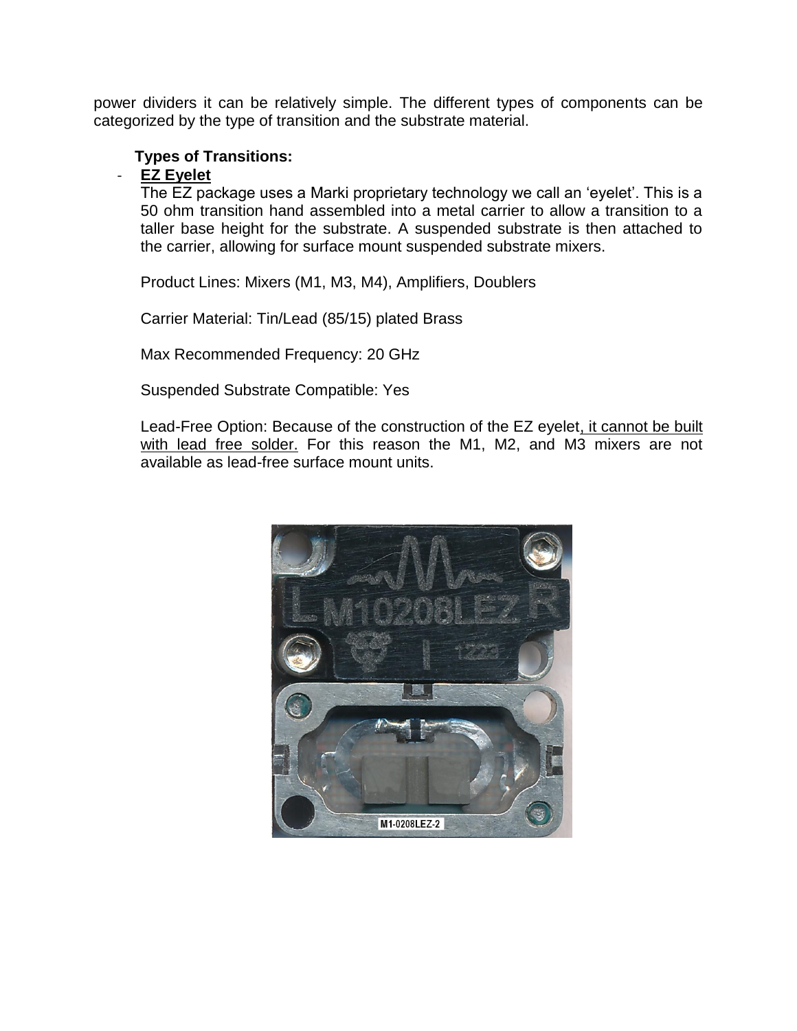power dividers it can be relatively simple. The different types of components can be categorized by the type of transition and the substrate material.

**Types of Transitions:**

- **EZ Eyelet**

  The EZ package uses a Marki proprietary technology we call an 'eyelet'. This is a 50 ohm transition hand assembled into a metal carrier to allow a transition to a taller base height for the substrate. A suspended substrate is then attached to the carrier, allowing for surface mount suspended substrate mixers.

  Product Lines: Mixers (M1, M3, M4), Amplifiers, Doublers

  Carrier Material: Tin/Lead (85/15) plated Brass

  Max Recommended Frequency: 20 GHz

  Suspended Substrate Compatible: Yes

  Lead-Free Option: Because of the construction of the EZ eyelet, it cannot be built with lead free solder. For this reason the M1, M2, and M3 mixers are not available as lead-free surface mount units.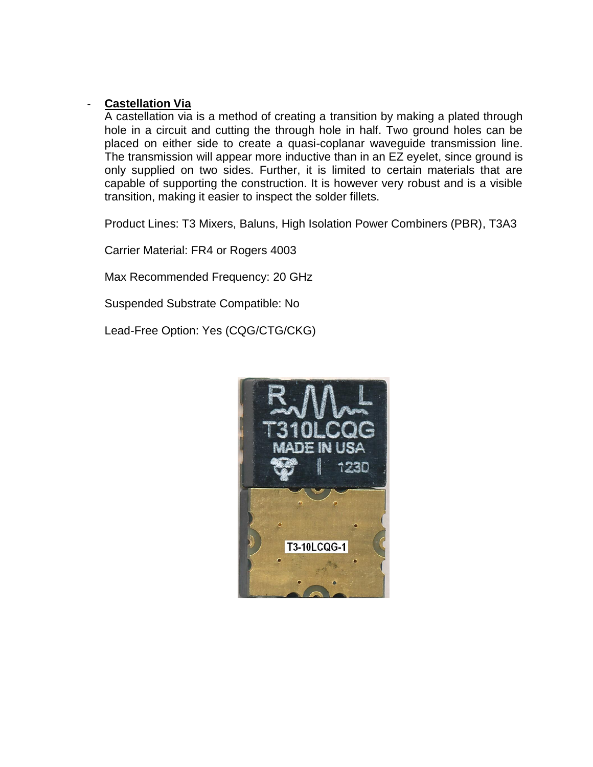- **Castellation Via**

  A castellation via is a method of creating a transition by making a plated through hole in a circuit and cutting the through hole in half. Two ground holes can be placed on either side to create a quasi-coplanar waveguide transmission line. The transmission will appear more inductive than in an EZ eyelet, since ground is only supplied on two sides. Further, it is limited to certain materials that are capable of supporting the construction. It is however very robust and is a visible transition, making it easier to inspect the solder fillets.

  Product Lines: T3 Mixers, Baluns, High Isolation Power Combiners (PBR), T3A3

  Carrier Material: FR4 or Rogers 4003

  Max Recommended Frequency: 20 GHz

  Suspended Substrate Compatible: No

  Lead-Free Option: Yes (CQG/CTG/CKG)

T3-10LCQG-1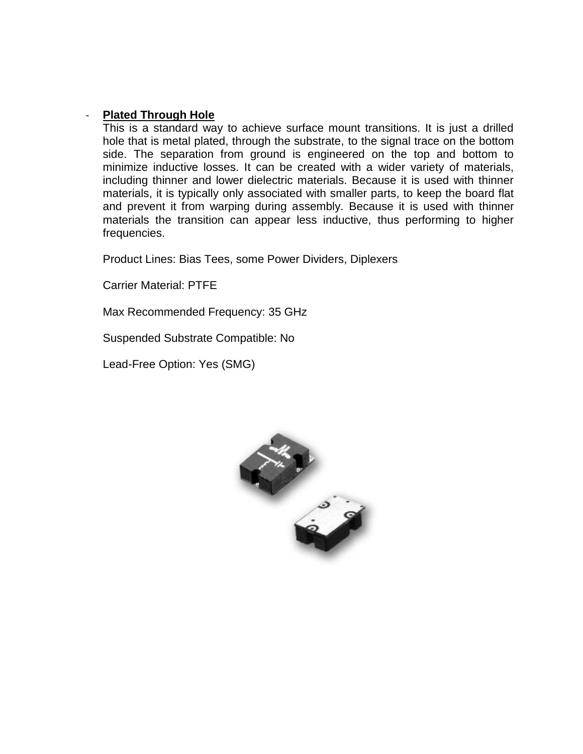- **Plated Through Hole**

  This is a standard way to achieve surface mount transitions. It is just a drilled hole that is metal plated, through the substrate, to the signal trace on the bottom side. The separation from ground is engineered on the top and bottom to minimize inductive losses. It can be created with a wider variety of materials, including thinner and lower dielectric materials. Because it is used with thinner materials, it is typically only associated with smaller parts, to keep the board flat and prevent it from warping during assembly. Because it is used with thinner materials the transition can appear less inductive, thus performing to higher frequencies.

  Product Lines: Bias Tees, some Power Dividers, Diplexers

  Carrier Material: PTFE

  Max Recommended Frequency: 35 GHz

  Suspended Substrate Compatible: No

  Lead-Free Option: Yes (SMG)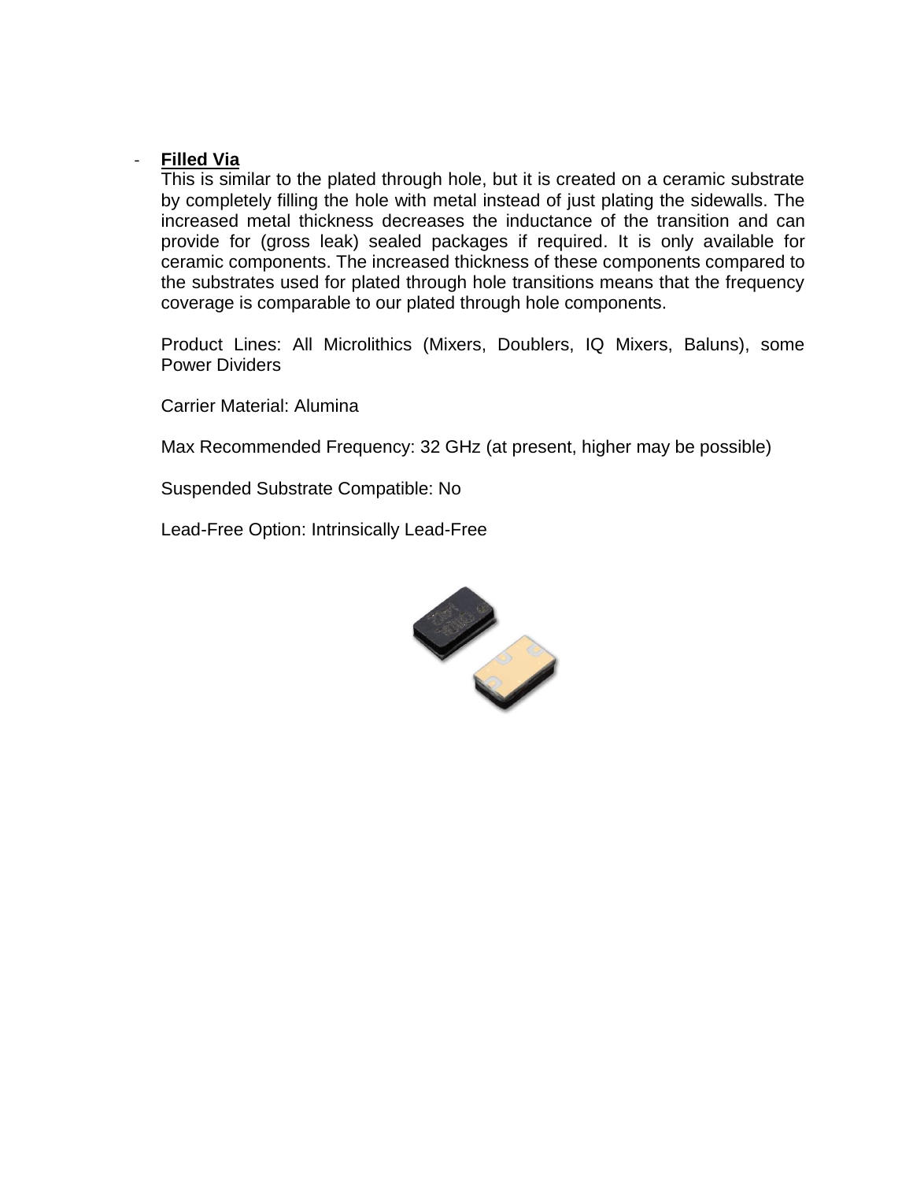- **Filled Via**

  This is similar to the plated through hole, but it is created on a ceramic substrate by completely filling the hole with metal instead of just plating the sidewalls. The increased metal thickness decreases the inductance of the transition and can provide for (gross leak) sealed packages if required. It is only available for ceramic components. The increased thickness of these components compared to the substrates used for plated through hole transitions means that the frequency coverage is comparable to our plated through hole components.

  Product Lines: All Microlithics (Mixers, Doublers, IQ Mixers, Baluns), some Power Dividers

  Carrier Material: Alumina

  Max Recommended Frequency: 32 GHz (at present, higher may be possible)

  Suspended Substrate Compatible: No

  Lead-Free Option: Intrinsically Lead-Free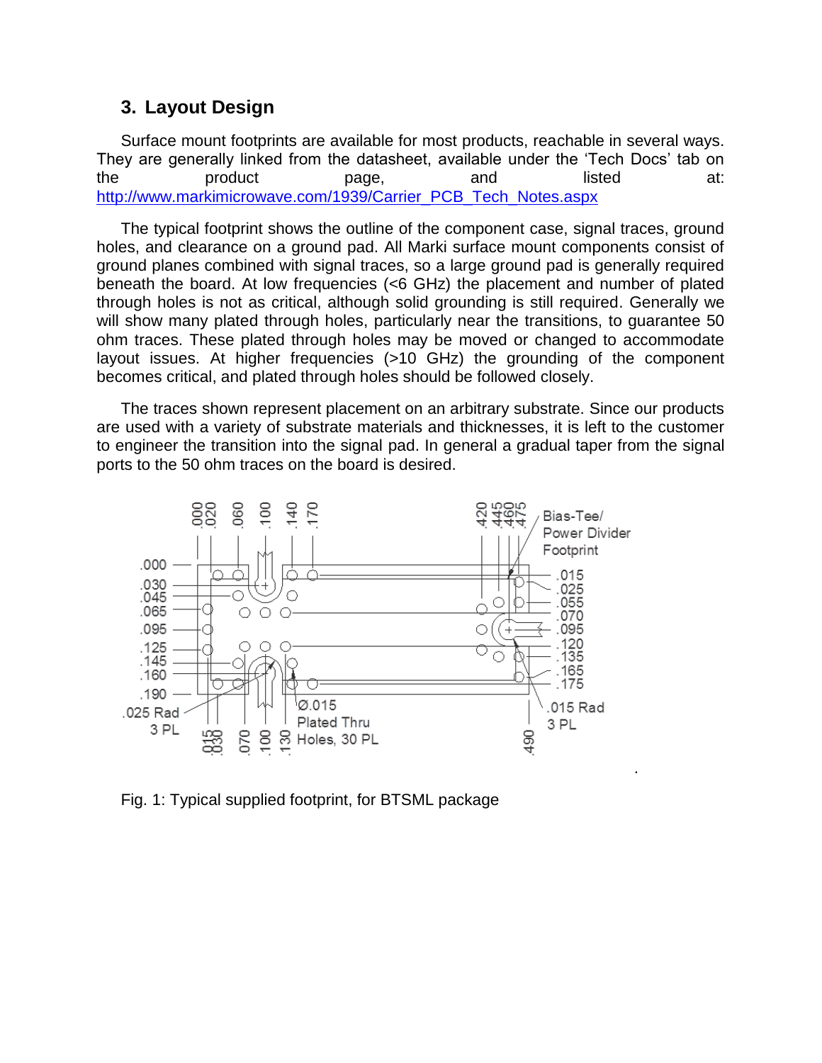## 3. Layout Design

Surface mount footprints are available for most products, reachable in several ways. They are generally linked from the datasheet, available under the 'Tech Docs' tab on the product page, and listed at: http://www.markimicrowave.com/1939/Carrier_PCB_Tech_Notes.aspx

The typical footprint shows the outline of the component case, signal traces, ground holes, and clearance on a ground pad. All Marki surface mount components consist of ground planes combined with signal traces, so a large ground pad is generally required beneath the board. At low frequencies (<6 GHz) the placement and number of plated through holes is not as critical, although solid grounding is still required. Generally we will show many plated through holes, particularly near the transitions, to guarantee 50 ohm traces. These plated through holes may be moved or changed to accommodate layout issues. At higher frequencies (>10 GHz) the grounding of the component becomes critical, and plated through holes should be followed closely.

The traces shown represent placement on an arbitrary substrate. Since our products are used with a variety of substrate materials and thicknesses, it is left to the customer to engineer the transition into the signal pad. In general a gradual taper from the signal ports to the 50 ohm traces on the board is desired.

Fig. 1: Typical supplied footprint, for BTSML package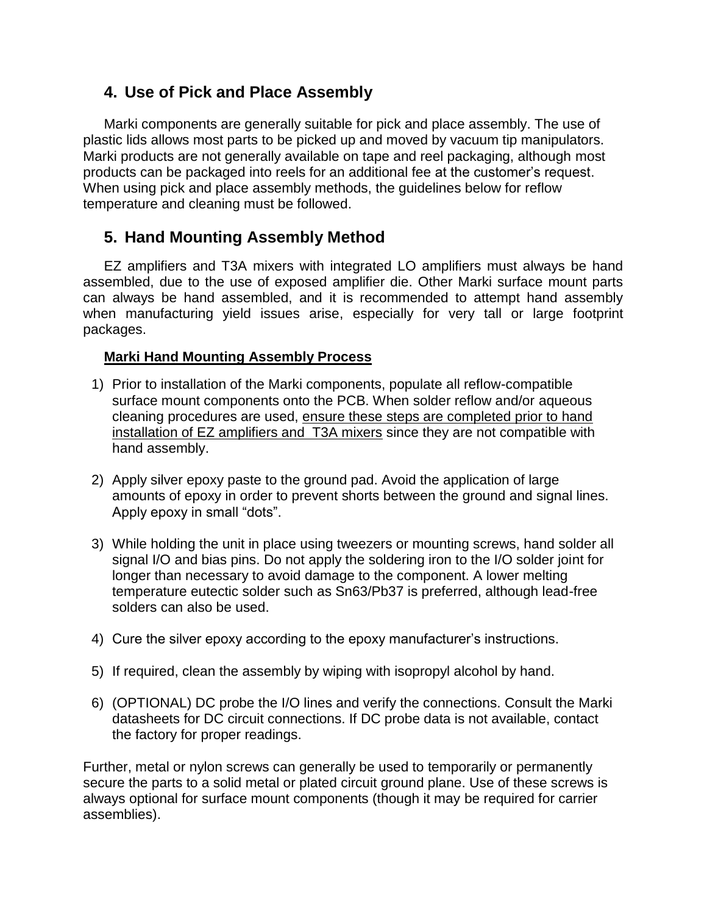## 4. Use of Pick and Place Assembly

Marki components are generally suitable for pick and place assembly. The use of plastic lids allows most parts to be picked up and moved by vacuum tip manipulators. Marki products are not generally available on tape and reel packaging, although most products can be packaged into reels for an additional fee at the customer's request. When using pick and place assembly methods, the guidelines below for reflow temperature and cleaning must be followed.

## 5. Hand Mounting Assembly Method

EZ amplifiers and T3A mixers with integrated LO amplifiers must always be hand assembled, due to the use of exposed amplifier die. Other Marki surface mount parts can always be hand assembled, and it is recommended to attempt hand assembly when manufacturing yield issues arise, especially for very tall or large footprint packages.

**Marki Hand Mounting Assembly Process**

1) Prior to installation of the Marki components, populate all reflow-compatible surface mount components onto the PCB. When solder reflow and/or aqueous cleaning procedures are used, ensure these steps are completed prior to hand installation of EZ amplifiers and T3A mixers since they are not compatible with hand assembly.

2) Apply silver epoxy paste to the ground pad. Avoid the application of large amounts of epoxy in order to prevent shorts between the ground and signal lines. Apply epoxy in small "dots".

3) While holding the unit in place using tweezers or mounting screws, hand solder all signal I/O and bias pins. Do not apply the soldering iron to the I/O solder joint for longer than necessary to avoid damage to the component. A lower melting temperature eutectic solder such as Sn63/Pb37 is preferred, although lead-free solders can also be used.

4) Cure the silver epoxy according to the epoxy manufacturer's instructions.

5) If required, clean the assembly by wiping with isopropyl alcohol by hand.

6) (OPTIONAL) DC probe the I/O lines and verify the connections. Consult the Marki datasheets for DC circuit connections. If DC probe data is not available, contact the factory for proper readings.

Further, metal or nylon screws can generally be used to temporarily or permanently secure the parts to a solid metal or plated circuit ground plane. Use of these screws is always optional for surface mount components (though it may be required for carrier assemblies).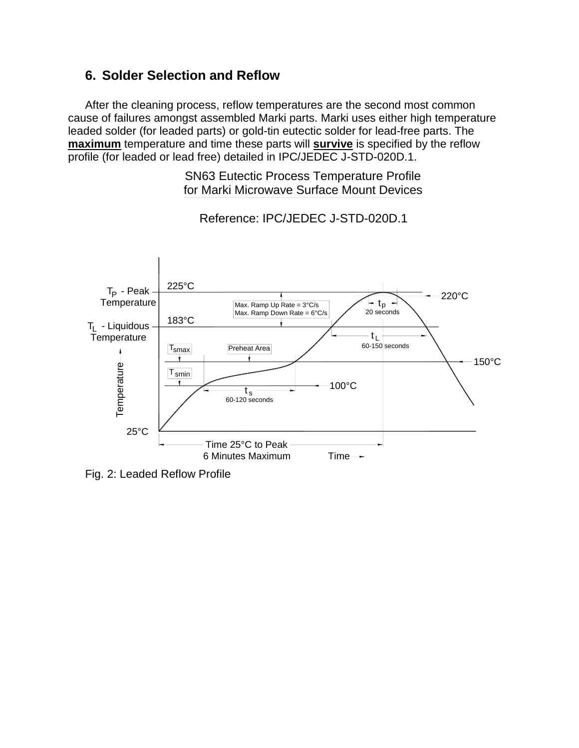## 6. Solder Selection and Reflow

After the cleaning process, reflow temperatures are the second most common cause of failures amongst assembled Marki parts. Marki uses either high temperature leaded solder (for leaded parts) or gold-tin eutectic solder for lead-free parts. The **maximum** temperature and time these parts will **survive** is specified by the reflow profile (for leaded or lead free) detailed in IPC/JEDEC J-STD-020D.1.

SN63 Eutectic Process Temperature Profile for Marki Microwave Surface Mount Devices

Reference: IPC/JEDEC J-STD-020D.1

$T_P$ - Peak Temperature: 225°C / 220°C

$T_L$ - Liquidous Temperature: 183°C

Max. Ramp Up Rate = 3°C/s
Max. Ramp Down Rate = 6°C/s

$t_p$: 20 seconds

$t_L$: 60-150 seconds

Preheat Area

$T_{smax}$: 150°C

$T_{smin}$: 100°C

$t_s$: 60-120 seconds

25°C

Time 25°C to Peak 6 Minutes Maximum

Fig. 2: Leaded Reflow Profile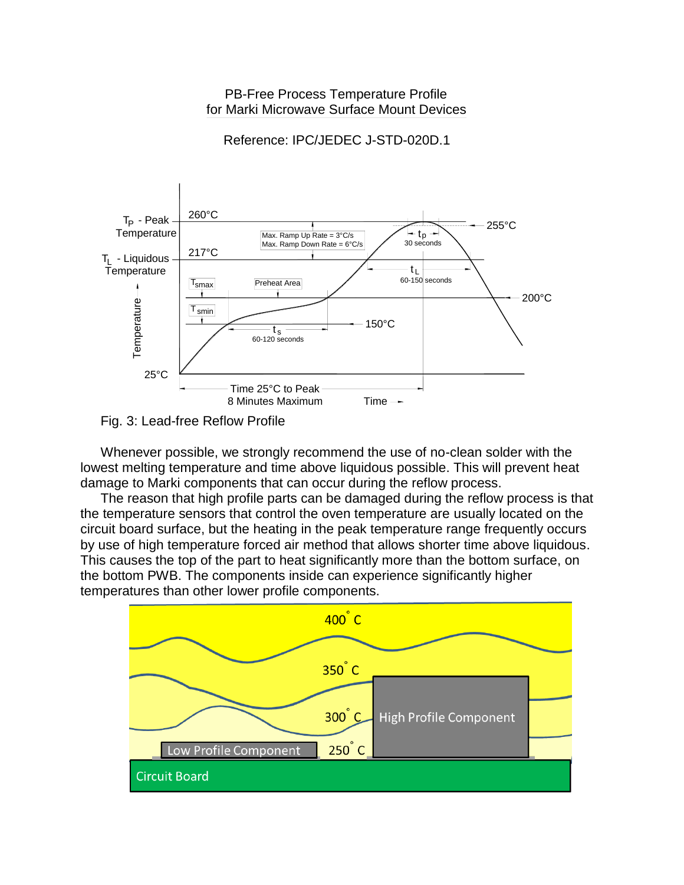PB-Free Process Temperature Profile
for Marki Microwave Surface Mount Devices

Reference: IPC/JEDEC J-STD-020D.1

Fig. 3: Lead-free Reflow Profile

Whenever possible, we strongly recommend the use of no-clean solder with the lowest melting temperature and time above liquidous possible. This will prevent heat damage to Marki components that can occur during the reflow process.

The reason that high profile parts can be damaged during the reflow process is that the temperature sensors that control the oven temperature are usually located on the circuit board surface, but the heating in the peak temperature range frequently occurs by use of high temperature forced air method that allows shorter time above liquidous. This causes the top of the part to heat significantly more than the bottom surface, on the bottom PWB. The components inside can experience significantly higher temperatures than other lower profile components.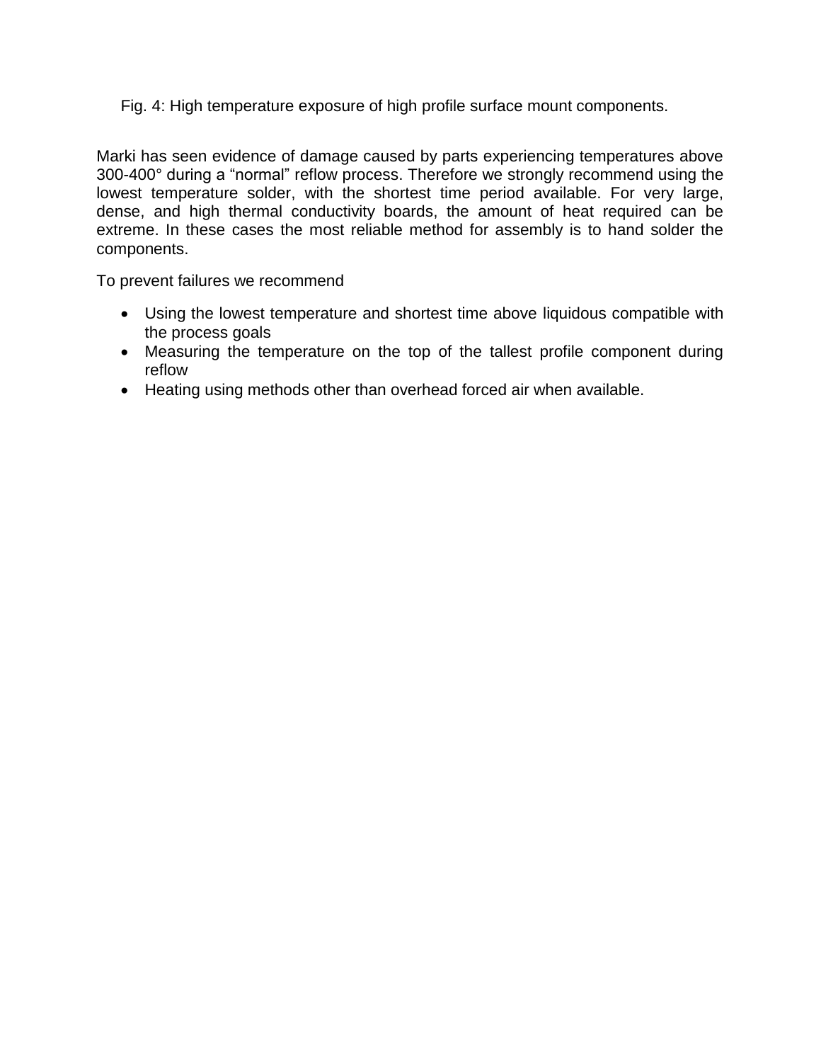Fig. 4: High temperature exposure of high profile surface mount components.

Marki has seen evidence of damage caused by parts experiencing temperatures above 300-400° during a “normal” reflow process. Therefore we strongly recommend using the lowest temperature solder, with the shortest time period available. For very large, dense, and high thermal conductivity boards, the amount of heat required can be extreme. In these cases the most reliable method for assembly is to hand solder the components.

To prevent failures we recommend

- Using the lowest temperature and shortest time above liquidous compatible with the process goals
- Measuring the temperature on the top of the tallest profile component during reflow
- Heating using methods other than overhead forced air when available.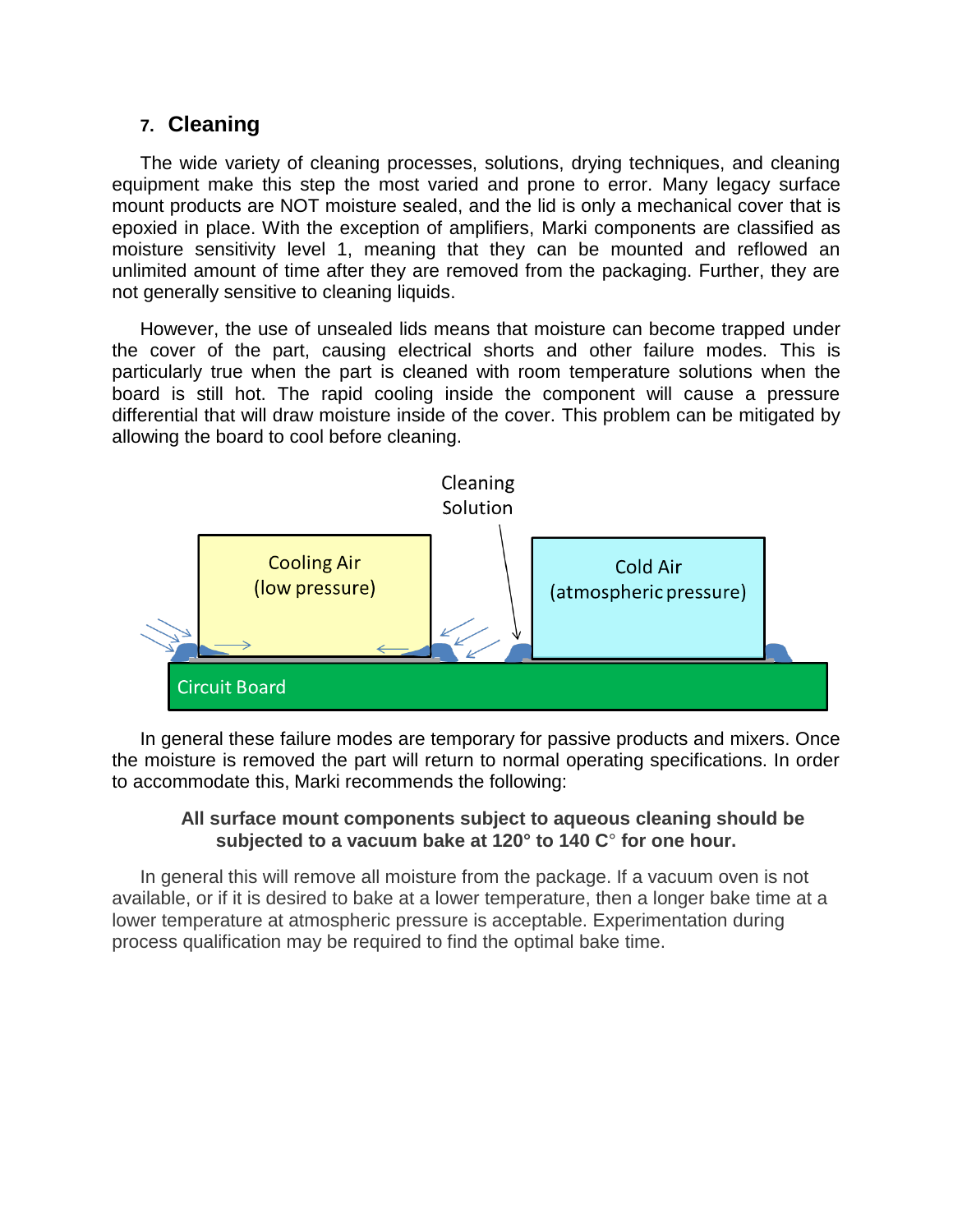## 7. Cleaning

The wide variety of cleaning processes, solutions, drying techniques, and cleaning equipment make this step the most varied and prone to error. Many legacy surface mount products are NOT moisture sealed, and the lid is only a mechanical cover that is epoxied in place. With the exception of amplifiers, Marki components are classified as moisture sensitivity level 1, meaning that they can be mounted and reflowed an unlimited amount of time after they are removed from the packaging. Further, they are not generally sensitive to cleaning liquids.

However, the use of unsealed lids means that moisture can become trapped under the cover of the part, causing electrical shorts and other failure modes. This is particularly true when the part is cleaned with room temperature solutions when the board is still hot. The rapid cooling inside the component will cause a pressure differential that will draw moisture inside of the cover. This problem can be mitigated by allowing the board to cool before cleaning.

Cleaning Solution

Cooling Air (low pressure)

Cold Air (atmospheric pressure)

Circuit Board

In general these failure modes are temporary for passive products and mixers. Once the moisture is removed the part will return to normal operating specifications. In order to accommodate this, Marki recommends the following:

**All surface mount components subject to aqueous cleaning should be subjected to a vacuum bake at 120° to 140 C° for one hour.**

In general this will remove all moisture from the package. If a vacuum oven is not available, or if it is desired to bake at a lower temperature, then a longer bake time at a lower temperature at atmospheric pressure is acceptable. Experimentation during process qualification may be required to find the optimal bake time.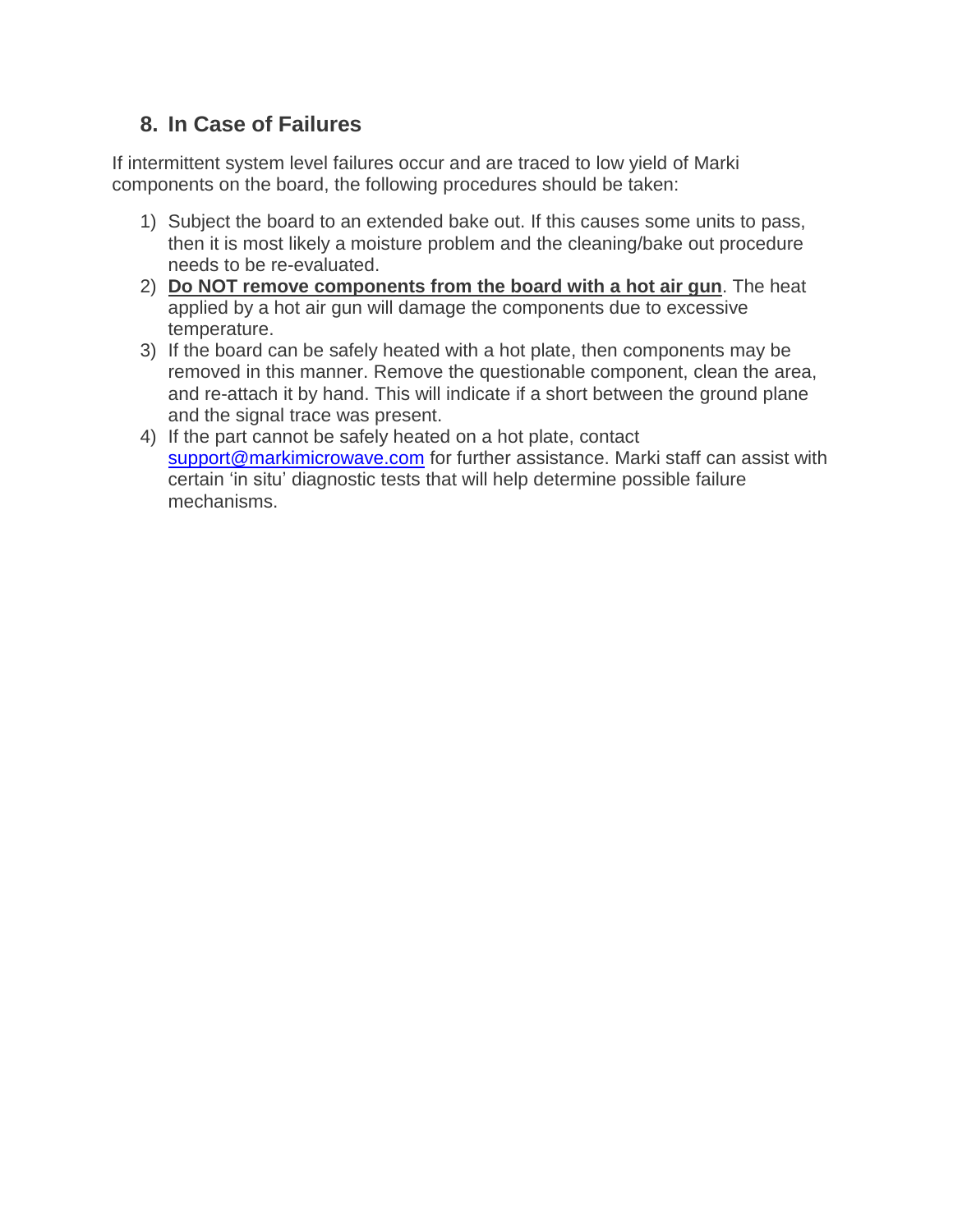## 8. In Case of Failures

If intermittent system level failures occur and are traced to low yield of Marki components on the board, the following procedures should be taken:

1) Subject the board to an extended bake out. If this causes some units to pass, then it is most likely a moisture problem and the cleaning/bake out procedure needs to be re-evaluated.
2) **Do NOT remove components from the board with a hot air gun**. The heat applied by a hot air gun will damage the components due to excessive temperature.
3) If the board can be safely heated with a hot plate, then components may be removed in this manner. Remove the questionable component, clean the area, and re-attach it by hand. This will indicate if a short between the ground plane and the signal trace was present.
4) If the part cannot be safely heated on a hot plate, contact support@markimicrowave.com for further assistance. Marki staff can assist with certain 'in situ' diagnostic tests that will help determine possible failure mechanisms.